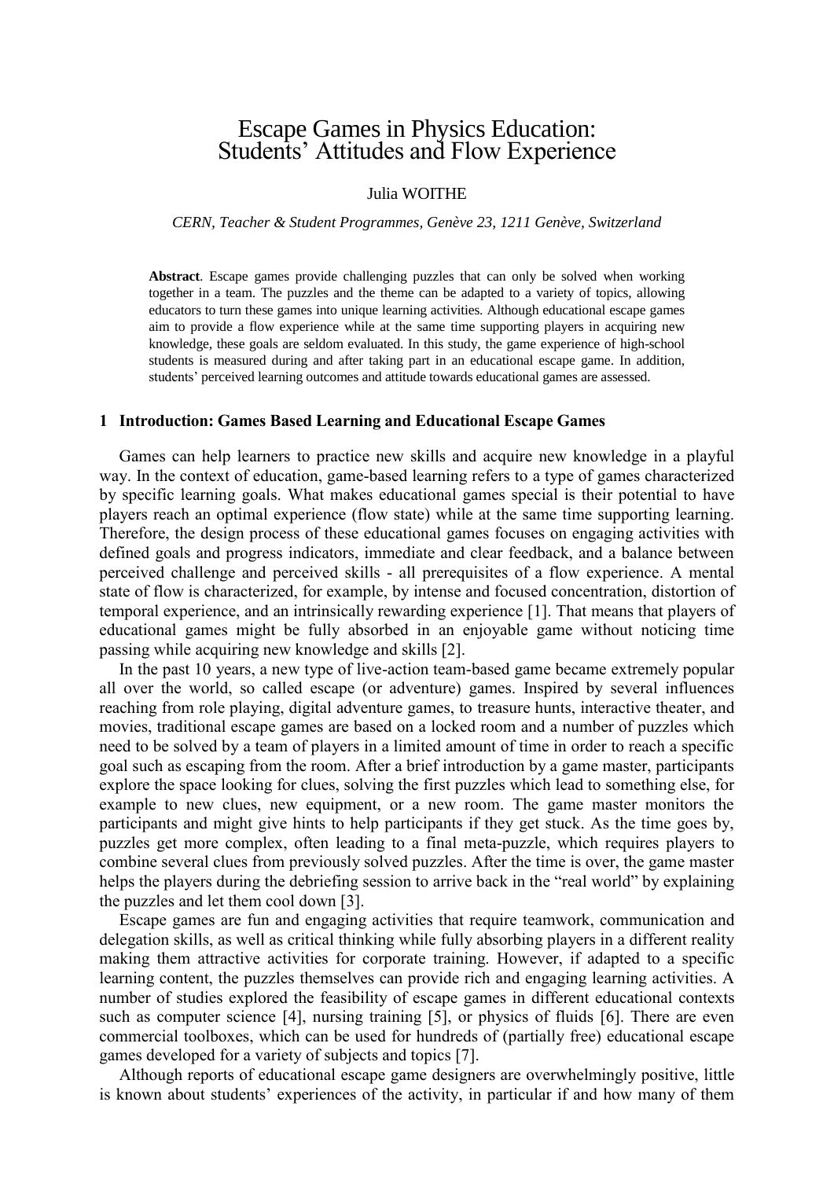# Escape Games in Physics Education: Students' Attitudes and Flow Experience

Julia WOITHE

*CERN, Teacher & Student Programmes, Genève 23, 1211 Genève, Switzerland*

**Abstract**. Escape games provide challenging puzzles that can only be solved when working together in a team. The puzzles and the theme can be adapted to a variety of topics, allowing educators to turn these games into unique learning activities. Although educational escape games aim to provide a flow experience while at the same time supporting players in acquiring new knowledge, these goals are seldom evaluated. In this study, the game experience of high-school students is measured during and after taking part in an educational escape game. In addition, students' perceived learning outcomes and attitude towards educational games are assessed.

## 1 Introduction: Games Based Learning and Educational Escape Games

Games can help learners to practice new skills and acquire new knowledge in a playful way. In the context of education, game-based learning refers to a type of games characterized by specific learning goals. What makes educational games special is their potential to have players reach an optimal experience (flow state) while at the same time supporting learning. Therefore, the design process of these educational games focuses on engaging activities with defined goals and progress indicators, immediate and clear feedback, and a balance between perceived challenge and perceived skills - all prerequisites of a flow experience. A mental state of flow is characterized, for example, by intense and focused concentration, distortion of temporal experience, and an intrinsically rewarding experience [1]. That means that players of educational games might be fully absorbed in an enjoyable game without noticing time passing while acquiring new knowledge and skills [2].

In the past 10 years, a new type of live-action team-based game became extremely popular all over the world, so called escape (or adventure) games. Inspired by several influences reaching from role playing, digital adventure games, to treasure hunts, interactive theater, and movies, traditional escape games are based on a locked room and a number of puzzles which need to be solved by a team of players in a limited amount of time in order to reach a specific goal such as escaping from the room. After a brief introduction by a game master, participants explore the space looking for clues, solving the first puzzles which lead to something else, for example to new clues, new equipment, or a new room. The game master monitors the participants and might give hints to help participants if they get stuck. As the time goes by, puzzles get more complex, often leading to a final meta-puzzle, which requires players to combine several clues from previously solved puzzles. After the time is over, the game master helps the players during the debriefing session to arrive back in the "real world" by explaining the puzzles and let them cool down [3].

Escape games are fun and engaging activities that require teamwork, communication and delegation skills, as well as critical thinking while fully absorbing players in a different reality making them attractive activities for corporate training. However, if adapted to a specific learning content, the puzzles themselves can provide rich and engaging learning activities. A number of studies explored the feasibility of escape games in different educational contexts such as computer science [4], nursing training [5], or physics of fluids [6]. There are even commercial toolboxes, which can be used for hundreds of (partially free) educational escape games developed for a variety of subjects and topics [7].

Although reports of educational escape game designers are overwhelmingly positive, little is known about students' experiences of the activity, in particular if and how many of them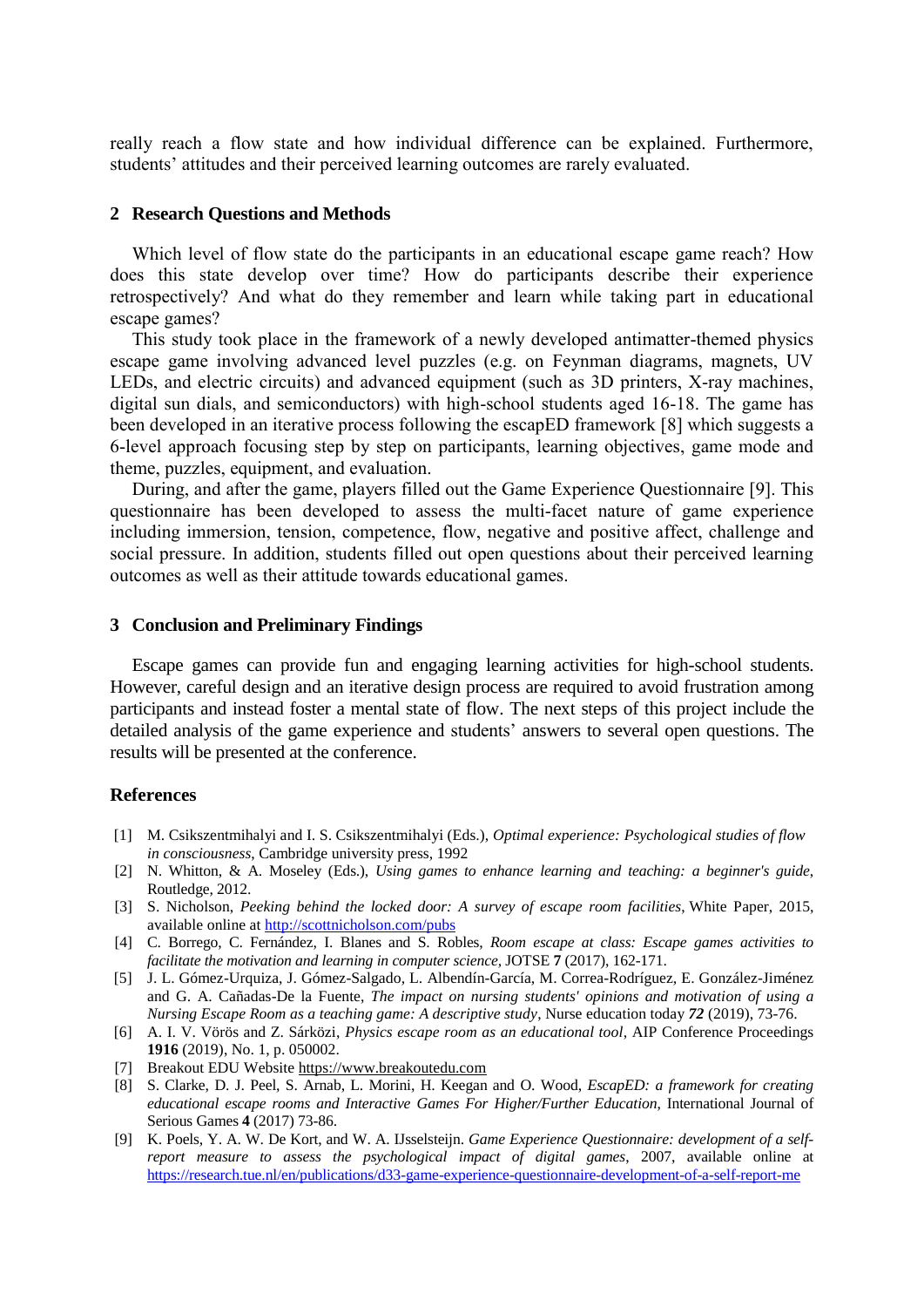really reach a flow state and how individual difference can be explained. Furthermore, students' attitudes and their perceived learning outcomes are rarely evaluated.

## 2 Research Questions and Methods

Which level of flow state do the participants in an educational escape game reach? How does this state develop over time? How do participants describe their experience retrospectively? And what do they remember and learn while taking part in educational escape games?

This study took place in the framework of a newly developed antimatter-themed physics escape game involving advanced level puzzles (e.g. on Feynman diagrams, magnets, UV LEDs, and electric circuits) and advanced equipment (such as 3D printers, X-ray machines, digital sun dials, and semiconductors) with high-school students aged 16-18. The game has been developed in an iterative process following the escapED framework [8] which suggests a 6-level approach focusing step by step on participants, learning objectives, game mode and theme, puzzles, equipment, and evaluation.

During, and after the game, players filled out the Game Experience Questionnaire [9]. This questionnaire has been developed to assess the multi-facet nature of game experience including immersion, tension, competence, flow, negative and positive affect, challenge and social pressure. In addition, students filled out open questions about their perceived learning outcomes as well as their attitude towards educational games.

## 3 Conclusion and Preliminary Findings

Escape games can provide fun and engaging learning activities for high-school students. However, careful design and an iterative design process are required to avoid frustration among participants and instead foster a mental state of flow. The next steps of this project include the detailed analysis of the game experience and students' answers to several open questions. The results will be presented at the conference.

## References

[1] M. Csikszentmihalyi and I. S. Csikszentmihalyi (Eds.), *Optimal experience: Psychological studies of flow in consciousness*, Cambridge university press, 1992

[2] N. Whitton, & A. Moseley (Eds.), *Using games to enhance learning and teaching: a beginner's guide*, Routledge, 2012.

[3] S. Nicholson, *Peeking behind the locked door: A survey of escape room facilities*, White Paper, 2015, available online at http://scottnicholson.com/pubs

[4] C. Borrego, C. Fernández, I. Blanes and S. Robles, *Room escape at class: Escape games activities to facilitate the motivation and learning in computer science*, JOTSE **7** (2017), 162-171.

[5] J. L. Gómez-Urquiza, J. Gómez-Salgado, L. Albendín-García, M. Correa-Rodríguez, E. González-Jiménez and G. A. Cañadas-De la Fuente, *The impact on nursing students' opinions and motivation of using a Nursing Escape Room as a teaching game: A descriptive study*, Nurse education today ***72*** (2019), 73-76.

[6] A. I. V. Vörös and Z. Sárközi, *Physics escape room as an educational tool*, AIP Conference Proceedings **1916** (2019), No. 1, p. 050002.

[7] Breakout EDU Website https://www.breakoutedu.com

[8] S. Clarke, D. J. Peel, S. Arnab, L. Morini, H. Keegan and O. Wood, *EscapED: a framework for creating educational escape rooms and Interactive Games For Higher/Further Education*, International Journal of Serious Games **4** (2017) 73-86.

[9] K. Poels, Y. A. W. De Kort, and W. A. IJsselsteijn. *Game Experience Questionnaire: development of a self-report measure to assess the psychological impact of digital games*, 2007, available online at https://research.tue.nl/en/publications/d33-game-experience-questionnaire-development-of-a-self-report-me